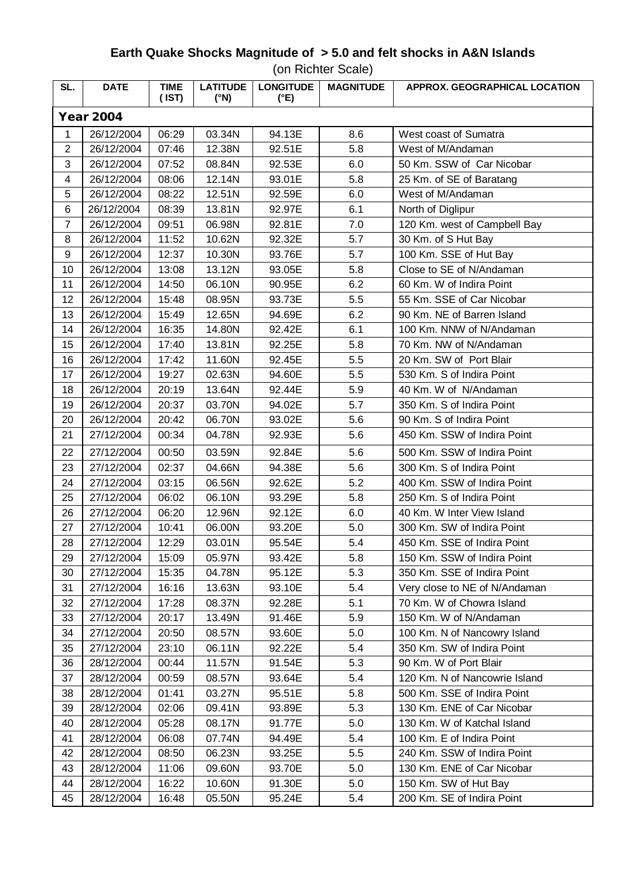# Earth Quake Shocks Magnitude of > 5.0 and felt shocks in A&N Islands

(on Richter Scale)

| SL. | DATE | TIME (IST) | LATITUDE (°N) | LONGITUDE (°E) | MAGNITUDE | APPROX. GEOGRAPHICAL LOCATION |
|---|---|---|---|---|---|---|
| **Year 2004** | | | | | | |
| 1 | 26/12/2004 | 06:29 | 03.34N | 94.13E | 8.6 | West coast of Sumatra |
| 2 | 26/12/2004 | 07:46 | 12.38N | 92.51E | 5.8 | West of M/Andaman |
| 3 | 26/12/2004 | 07:52 | 08.84N | 92.53E | 6.0 | 50 Km. SSW of Car Nicobar |
| 4 | 26/12/2004 | 08:06 | 12.14N | 93.01E | 5.8 | 25 Km. of SE of Baratang |
| 5 | 26/12/2004 | 08:22 | 12.51N | 92.59E | 6.0 | West of M/Andaman |
| 6 | 26/12/2004 | 08:39 | 13.81N | 92.97E | 6.1 | North of Diglipur |
| 7 | 26/12/2004 | 09:51 | 06.98N | 92.81E | 7.0 | 120 Km. west of Campbell Bay |
| 8 | 26/12/2004 | 11:52 | 10.62N | 92.32E | 5.7 | 30 Km. of S Hut Bay |
| 9 | 26/12/2004 | 12:37 | 10.30N | 93.76E | 5.7 | 100 Km. SSE of Hut Bay |
| 10 | 26/12/2004 | 13:08 | 13.12N | 93.05E | 5.8 | Close to SE of N/Andaman |
| 11 | 26/12/2004 | 14:50 | 06.10N | 90.95E | 6.2 | 60 Km. W of Indira Point |
| 12 | 26/12/2004 | 15:48 | 08.95N | 93.73E | 5.5 | 55 Km. SSE of Car Nicobar |
| 13 | 26/12/2004 | 15:49 | 12.65N | 94.69E | 6.2 | 90 Km. NE of Barren Island |
| 14 | 26/12/2004 | 16:35 | 14.80N | 92.42E | 6.1 | 100 Km. NNW of N/Andaman |
| 15 | 26/12/2004 | 17:40 | 13.81N | 92.25E | 5.8 | 70 Km. NW of N/Andaman |
| 16 | 26/12/2004 | 17:42 | 11.60N | 92.45E | 5.5 | 20 Km. SW of Port Blair |
| 17 | 26/12/2004 | 19:27 | 02.63N | 94.60E | 5.5 | 530 Km. S of Indira Point |
| 18 | 26/12/2004 | 20:19 | 13.64N | 92.44E | 5.9 | 40 Km. W of N/Andaman |
| 19 | 26/12/2004 | 20:37 | 03.70N | 94.02E | 5.7 | 350 Km. S of Indira Point |
| 20 | 26/12/2004 | 20:42 | 06.70N | 93.02E | 5.6 | 90 Km. S of Indira Point |
| 21 | 27/12/2004 | 00:34 | 04.78N | 92.93E | 5.6 | 450 Km. SSW of Indira Point |
| 22 | 27/12/2004 | 00:50 | 03.59N | 92.84E | 5.6 | 500 Km. SSW of Indira Point |
| 23 | 27/12/2004 | 02:37 | 04.66N | 94.38E | 5.6 | 300 Km. S of Indira Point |
| 24 | 27/12/2004 | 03:15 | 06.56N | 92.62E | 5.2 | 400 Km. SSW of Indira Point |
| 25 | 27/12/2004 | 06:02 | 06.10N | 93.29E | 5.8 | 250 Km. S of Indira Point |
| 26 | 27/12/2004 | 06:20 | 12.96N | 92.12E | 6.0 | 40 Km. W Inter View Island |
| 27 | 27/12/2004 | 10:41 | 06.00N | 93.20E | 5.0 | 300 Km. SW of Indira Point |
| 28 | 27/12/2004 | 12:29 | 03.01N | 95.54E | 5.4 | 450 Km. SSE of Indira Point |
| 29 | 27/12/2004 | 15:09 | 05.97N | 93.42E | 5.8 | 150 Km. SSW of Indira Point |
| 30 | 27/12/2004 | 15:35 | 04.78N | 95.12E | 5.3 | 350 Km. SSE of Indira Point |
| 31 | 27/12/2004 | 16:16 | 13.63N | 93.10E | 5.4 | Very close to NE of N/Andaman |
| 32 | 27/12/2004 | 17:28 | 08.37N | 92.28E | 5.1 | 70 Km. W of Chowra Island |
| 33 | 27/12/2004 | 20:17 | 13.49N | 91.46E | 5.9 | 150 Km. W of N/Andaman |
| 34 | 27/12/2004 | 20:50 | 08.57N | 93.60E | 5.0 | 100 Km. N of Nancowry Island |
| 35 | 27/12/2004 | 23:10 | 06.11N | 92.22E | 5.4 | 350 Km. SW of Indira Point |
| 36 | 28/12/2004 | 00:44 | 11.57N | 91.54E | 5.3 | 90 Km. W of Port Blair |
| 37 | 28/12/2004 | 00:59 | 08.57N | 93.64E | 5.4 | 120 Km. N of Nancowrie Island |
| 38 | 28/12/2004 | 01:41 | 03.27N | 95.51E | 5.8 | 500 Km. SSE of Indira Point |
| 39 | 28/12/2004 | 02:06 | 09.41N | 93.89E | 5.3 | 130 Km. ENE of Car Nicobar |
| 40 | 28/12/2004 | 05:28 | 08.17N | 91.77E | 5.0 | 130 Km. W of Katchal Island |
| 41 | 28/12/2004 | 06:08 | 07.74N | 94.49E | 5.4 | 100 Km. E of Indira Point |
| 42 | 28/12/2004 | 08:50 | 06.23N | 93.25E | 5.5 | 240 Km. SSW of Indira Point |
| 43 | 28/12/2004 | 11:06 | 09.60N | 93.70E | 5.0 | 130 Km. ENE of Car Nicobar |
| 44 | 28/12/2004 | 16:22 | 10.60N | 91.30E | 5.0 | 150 Km. SW of Hut Bay |
| 45 | 28/12/2004 | 16:48 | 05.50N | 95.24E | 5.4 | 200 Km. SE of Indira Point |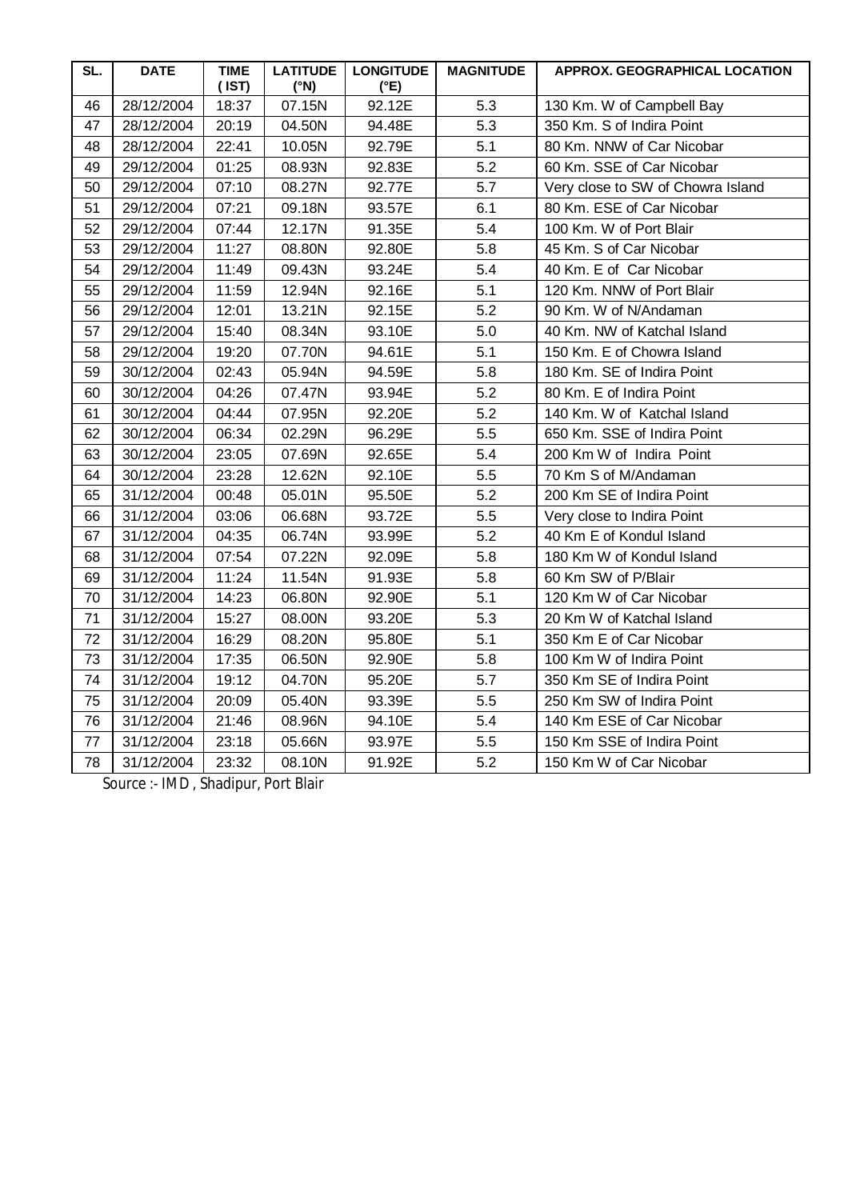| SL. | DATE | TIME (IST) | LATITUDE (°N) | LONGITUDE (°E) | MAGNITUDE | APPROX. GEOGRAPHICAL LOCATION |
|---|---|---|---|---|---|---|
| 46 | 28/12/2004 | 18:37 | 07.15N | 92.12E | 5.3 | 130 Km. W of Campbell Bay |
| 47 | 28/12/2004 | 20:19 | 04.50N | 94.48E | 5.3 | 350 Km. S of Indira Point |
| 48 | 28/12/2004 | 22:41 | 10.05N | 92.79E | 5.1 | 80 Km. NNW of Car Nicobar |
| 49 | 29/12/2004 | 01:25 | 08.93N | 92.83E | 5.2 | 60 Km. SSE of Car Nicobar |
| 50 | 29/12/2004 | 07:10 | 08.27N | 92.77E | 5.7 | Very close to SW of Chowra Island |
| 51 | 29/12/2004 | 07:21 | 09.18N | 93.57E | 6.1 | 80 Km. ESE of Car Nicobar |
| 52 | 29/12/2004 | 07:44 | 12.17N | 91.35E | 5.4 | 100 Km. W of Port Blair |
| 53 | 29/12/2004 | 11:27 | 08.80N | 92.80E | 5.8 | 45 Km. S of Car Nicobar |
| 54 | 29/12/2004 | 11:49 | 09.43N | 93.24E | 5.4 | 40 Km. E of Car Nicobar |
| 55 | 29/12/2004 | 11:59 | 12.94N | 92.16E | 5.1 | 120 Km. NNW of Port Blair |
| 56 | 29/12/2004 | 12:01 | 13.21N | 92.15E | 5.2 | 90 Km. W of N/Andaman |
| 57 | 29/12/2004 | 15:40 | 08.34N | 93.10E | 5.0 | 40 Km. NW of Katchal Island |
| 58 | 29/12/2004 | 19:20 | 07.70N | 94.61E | 5.1 | 150 Km. E of Chowra Island |
| 59 | 30/12/2004 | 02:43 | 05.94N | 94.59E | 5.8 | 180 Km. SE of Indira Point |
| 60 | 30/12/2004 | 04:26 | 07.47N | 93.94E | 5.2 | 80 Km. E of Indira Point |
| 61 | 30/12/2004 | 04:44 | 07.95N | 92.20E | 5.2 | 140 Km. W of Katchal Island |
| 62 | 30/12/2004 | 06:34 | 02.29N | 96.29E | 5.5 | 650 Km. SSE of Indira Point |
| 63 | 30/12/2004 | 23:05 | 07.69N | 92.65E | 5.4 | 200 Km W of Indira Point |
| 64 | 30/12/2004 | 23:28 | 12.62N | 92.10E | 5.5 | 70 Km S of M/Andaman |
| 65 | 31/12/2004 | 00:48 | 05.01N | 95.50E | 5.2 | 200 Km SE of Indira Point |
| 66 | 31/12/2004 | 03:06 | 06.68N | 93.72E | 5.5 | Very close to Indira Point |
| 67 | 31/12/2004 | 04:35 | 06.74N | 93.99E | 5.2 | 40 Km E of Kondul Island |
| 68 | 31/12/2004 | 07:54 | 07.22N | 92.09E | 5.8 | 180 Km W of Kondul Island |
| 69 | 31/12/2004 | 11:24 | 11.54N | 91.93E | 5.8 | 60 Km SW of P/Blair |
| 70 | 31/12/2004 | 14:23 | 06.80N | 92.90E | 5.1 | 120 Km W of Car Nicobar |
| 71 | 31/12/2004 | 15:27 | 08.00N | 93.20E | 5.3 | 20 Km W of Katchal Island |
| 72 | 31/12/2004 | 16:29 | 08.20N | 95.80E | 5.1 | 350 Km E of Car Nicobar |
| 73 | 31/12/2004 | 17:35 | 06.50N | 92.90E | 5.8 | 100 Km W of Indira Point |
| 74 | 31/12/2004 | 19:12 | 04.70N | 95.20E | 5.7 | 350 Km SE of Indira Point |
| 75 | 31/12/2004 | 20:09 | 05.40N | 93.39E | 5.5 | 250 Km SW of Indira Point |
| 76 | 31/12/2004 | 21:46 | 08.96N | 94.10E | 5.4 | 140 Km ESE of Car Nicobar |
| 77 | 31/12/2004 | 23:18 | 05.66N | 93.97E | 5.5 | 150 Km SSE of Indira Point |
| 78 | 31/12/2004 | 23:32 | 08.10N | 91.92E | 5.2 | 150 Km W of Car Nicobar |

Source :- IMD , Shadipur, Port Blair